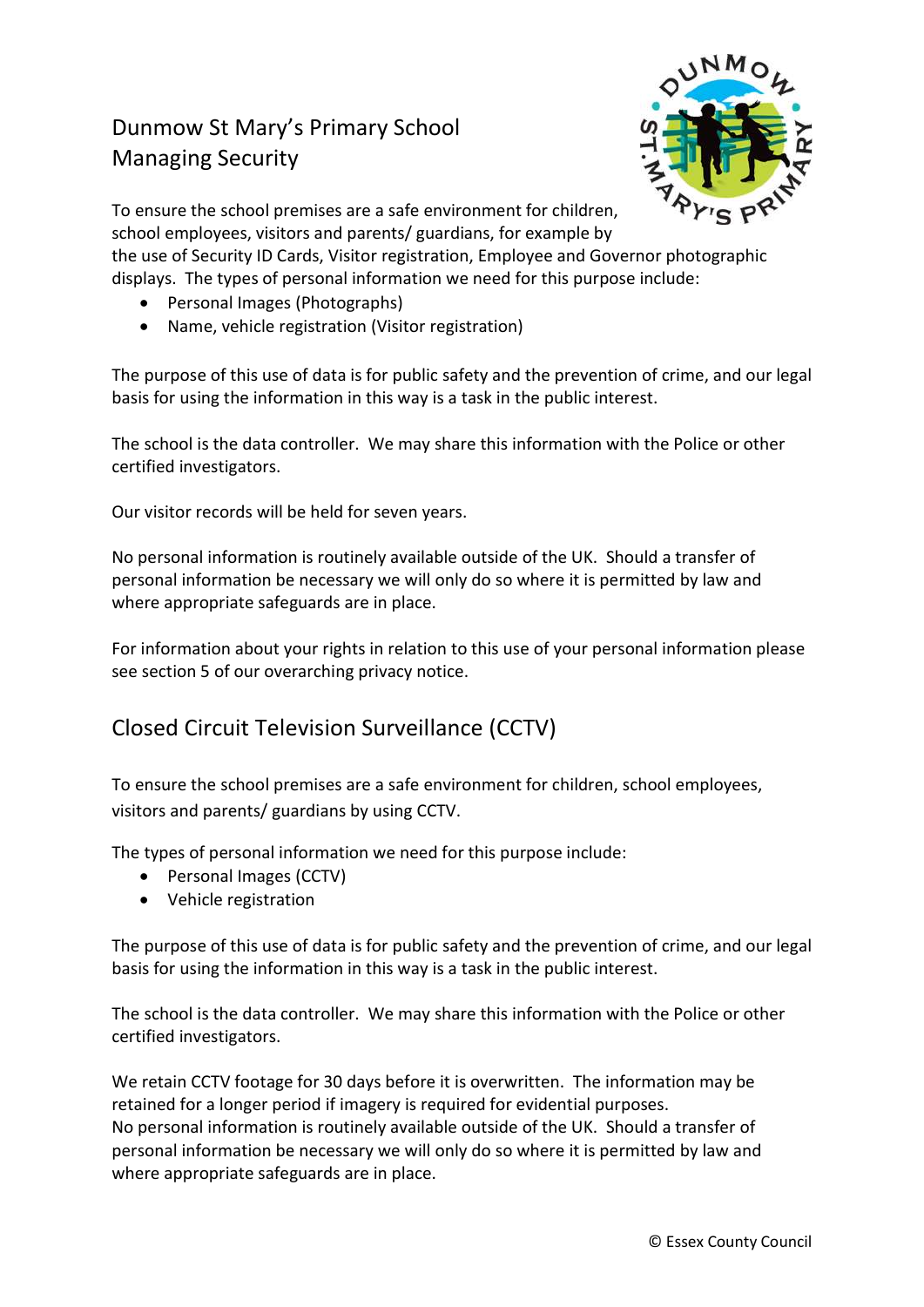# Dunmow St Mary's Primary School
## Managing Security

To ensure the school premises are a safe environment for children, school employees, visitors and parents/ guardians, for example by the use of Security ID Cards, Visitor registration, Employee and Governor photographic displays. The types of personal information we need for this purpose include:

- Personal Images (Photographs)
- Name, vehicle registration (Visitor registration)

The purpose of this use of data is for public safety and the prevention of crime, and our legal basis for using the information in this way is a task in the public interest.

The school is the data controller. We may share this information with the Police or other certified investigators.

Our visitor records will be held for seven years.

No personal information is routinely available outside of the UK. Should a transfer of personal information be necessary we will only do so where it is permitted by law and where appropriate safeguards are in place.

For information about your rights in relation to this use of your personal information please see section 5 of our overarching privacy notice.

## Closed Circuit Television Surveillance (CCTV)

To ensure the school premises are a safe environment for children, school employees, visitors and parents/ guardians by using CCTV.

The types of personal information we need for this purpose include:

- Personal Images (CCTV)
- Vehicle registration

The purpose of this use of data is for public safety and the prevention of crime, and our legal basis for using the information in this way is a task in the public interest.

The school is the data controller. We may share this information with the Police or other certified investigators.

We retain CCTV footage for 30 days before it is overwritten. The information may be retained for a longer period if imagery is required for evidential purposes.
No personal information is routinely available outside of the UK. Should a transfer of personal information be necessary we will only do so where it is permitted by law and where appropriate safeguards are in place.

© Essex County Council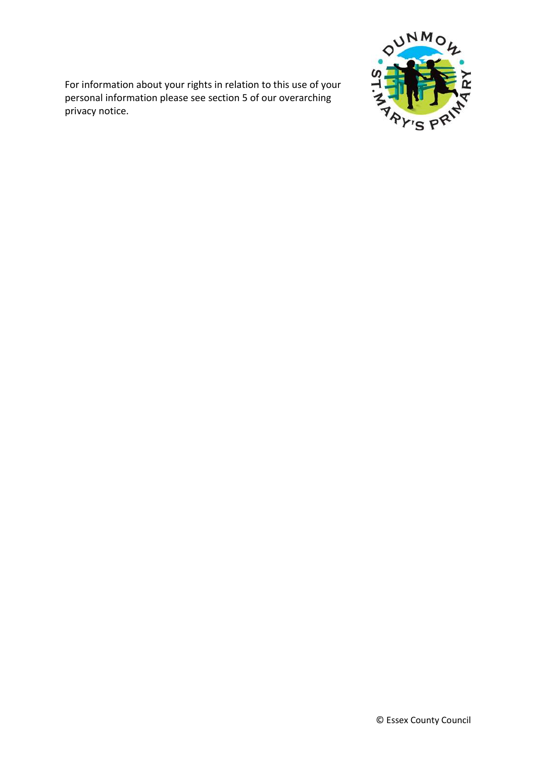For information about your rights in relation to this use of your personal information please see section 5 of our overarching privacy notice.

© Essex County Council